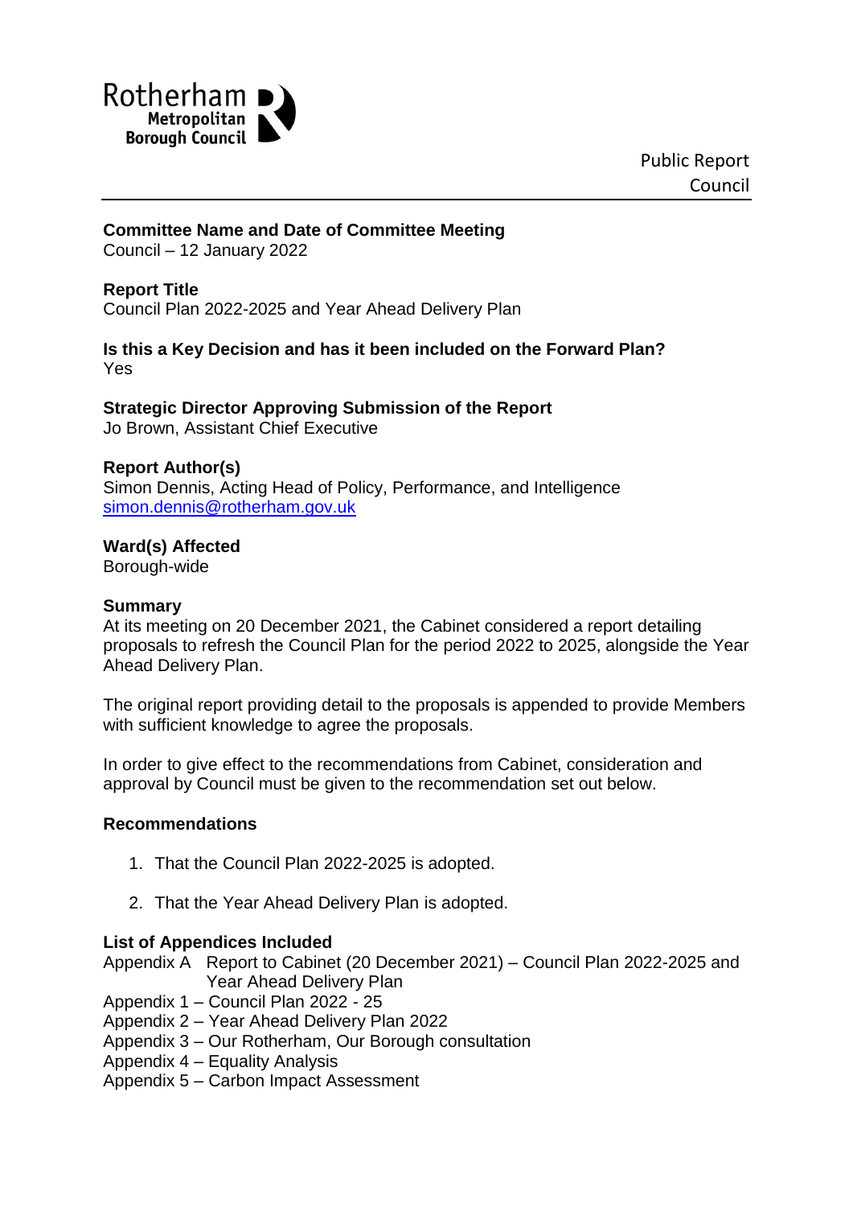Rotherham Metropolitan Borough Council

Public Report
Council

**Committee Name and Date of Committee Meeting**
Council – 12 January 2022

**Report Title**
Council Plan 2022-2025 and Year Ahead Delivery Plan

**Is this a Key Decision and has it been included on the Forward Plan?**
Yes

**Strategic Director Approving Submission of the Report**
Jo Brown, Assistant Chief Executive

**Report Author(s)**
Simon Dennis, Acting Head of Policy, Performance, and Intelligence
simon.dennis@rotherham.gov.uk

**Ward(s) Affected**
Borough-wide

**Summary**
At its meeting on 20 December 2021, the Cabinet considered a report detailing proposals to refresh the Council Plan for the period 2022 to 2025, alongside the Year Ahead Delivery Plan.

The original report providing detail to the proposals is appended to provide Members with sufficient knowledge to agree the proposals.

In order to give effect to the recommendations from Cabinet, consideration and approval by Council must be given to the recommendation set out below.

**Recommendations**

1. That the Council Plan 2022-2025 is adopted.

2. That the Year Ahead Delivery Plan is adopted.

**List of Appendices Included**
Appendix A Report to Cabinet (20 December 2021) – Council Plan 2022-2025 and Year Ahead Delivery Plan
Appendix 1 – Council Plan 2022 - 25
Appendix 2 – Year Ahead Delivery Plan 2022
Appendix 3 – Our Rotherham, Our Borough consultation
Appendix 4 – Equality Analysis
Appendix 5 – Carbon Impact Assessment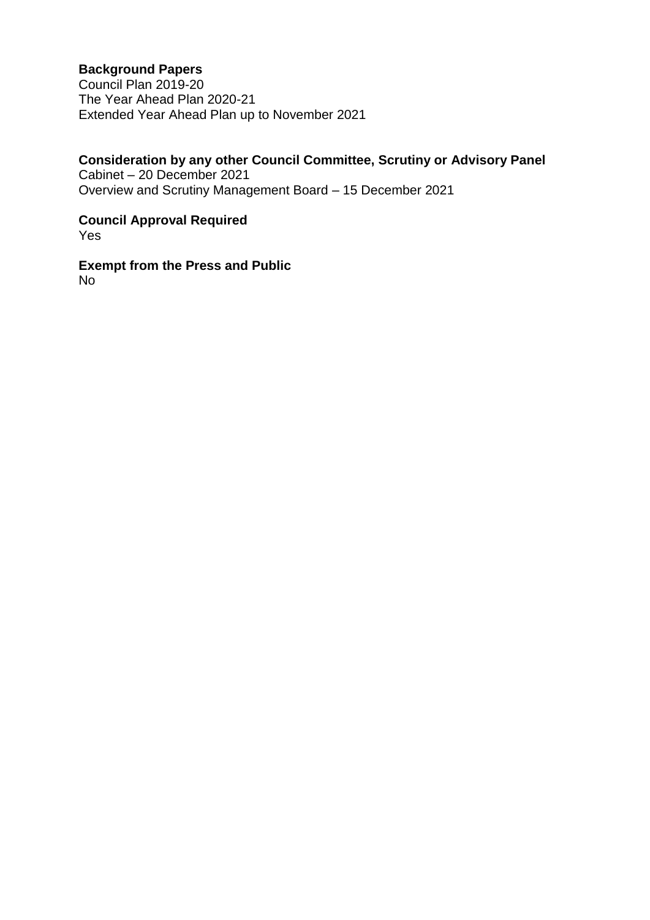**Background Papers**
Council Plan 2019-20
The Year Ahead Plan 2020-21
Extended Year Ahead Plan up to November 2021

**Consideration by any other Council Committee, Scrutiny or Advisory Panel**
Cabinet – 20 December 2021
Overview and Scrutiny Management Board – 15 December 2021

**Council Approval Required**
Yes

**Exempt from the Press and Public**
No